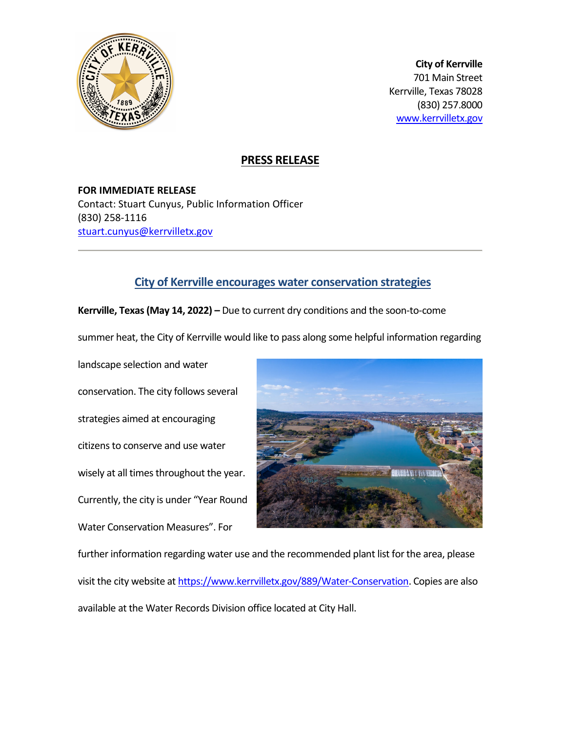**City of Kerrville**
701 Main Street
Kerrville, Texas 78028
(830) 257.8000
www.kerrvilletx.gov

## PRESS RELEASE

**FOR IMMEDIATE RELEASE**
Contact: Stuart Cunyus, Public Information Officer
(830) 258-1116
stuart.cunyus@kerrvilletx.gov

---

## City of Kerrville encourages water conservation strategies

**Kerrville, Texas (May 14, 2022) –** Due to current dry conditions and the soon-to-come summer heat, the City of Kerrville would like to pass along some helpful information regarding landscape selection and water conservation. The city follows several strategies aimed at encouraging citizens to conserve and use water wisely at all times throughout the year. Currently, the city is under "Year Round Water Conservation Measures". For further information regarding water use and the recommended plant list for the area, please visit the city website at https://www.kerrvilletx.gov/889/Water-Conservation. Copies are also available at the Water Records Division office located at City Hall.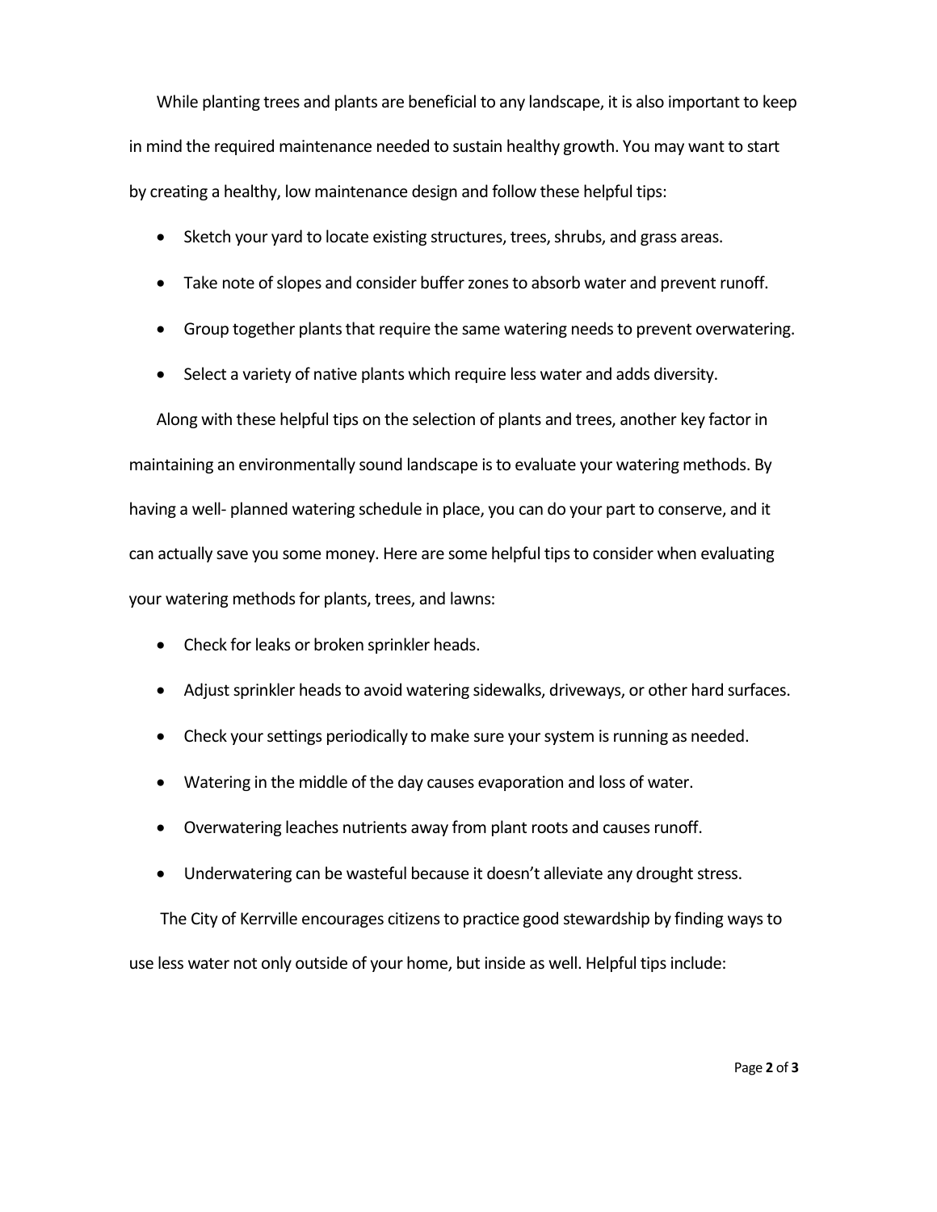While planting trees and plants are beneficial to any landscape, it is also important to keep in mind the required maintenance needed to sustain healthy growth. You may want to start by creating a healthy, low maintenance design and follow these helpful tips:

- Sketch your yard to locate existing structures, trees, shrubs, and grass areas.
- Take note of slopes and consider buffer zones to absorb water and prevent runoff.
- Group together plants that require the same watering needs to prevent overwatering.
- Select a variety of native plants which require less water and adds diversity.

Along with these helpful tips on the selection of plants and trees, another key factor in maintaining an environmentally sound landscape is to evaluate your watering methods. By having a well- planned watering schedule in place, you can do your part to conserve, and it can actually save you some money. Here are some helpful tips to consider when evaluating your watering methods for plants, trees, and lawns:

- Check for leaks or broken sprinkler heads.
- Adjust sprinkler heads to avoid watering sidewalks, driveways, or other hard surfaces.
- Check your settings periodically to make sure your system is running as needed.
- Watering in the middle of the day causes evaporation and loss of water.
- Overwatering leaches nutrients away from plant roots and causes runoff.
- Underwatering can be wasteful because it doesn't alleviate any drought stress.

The City of Kerrville encourages citizens to practice good stewardship by finding ways to use less water not only outside of your home, but inside as well. Helpful tips include: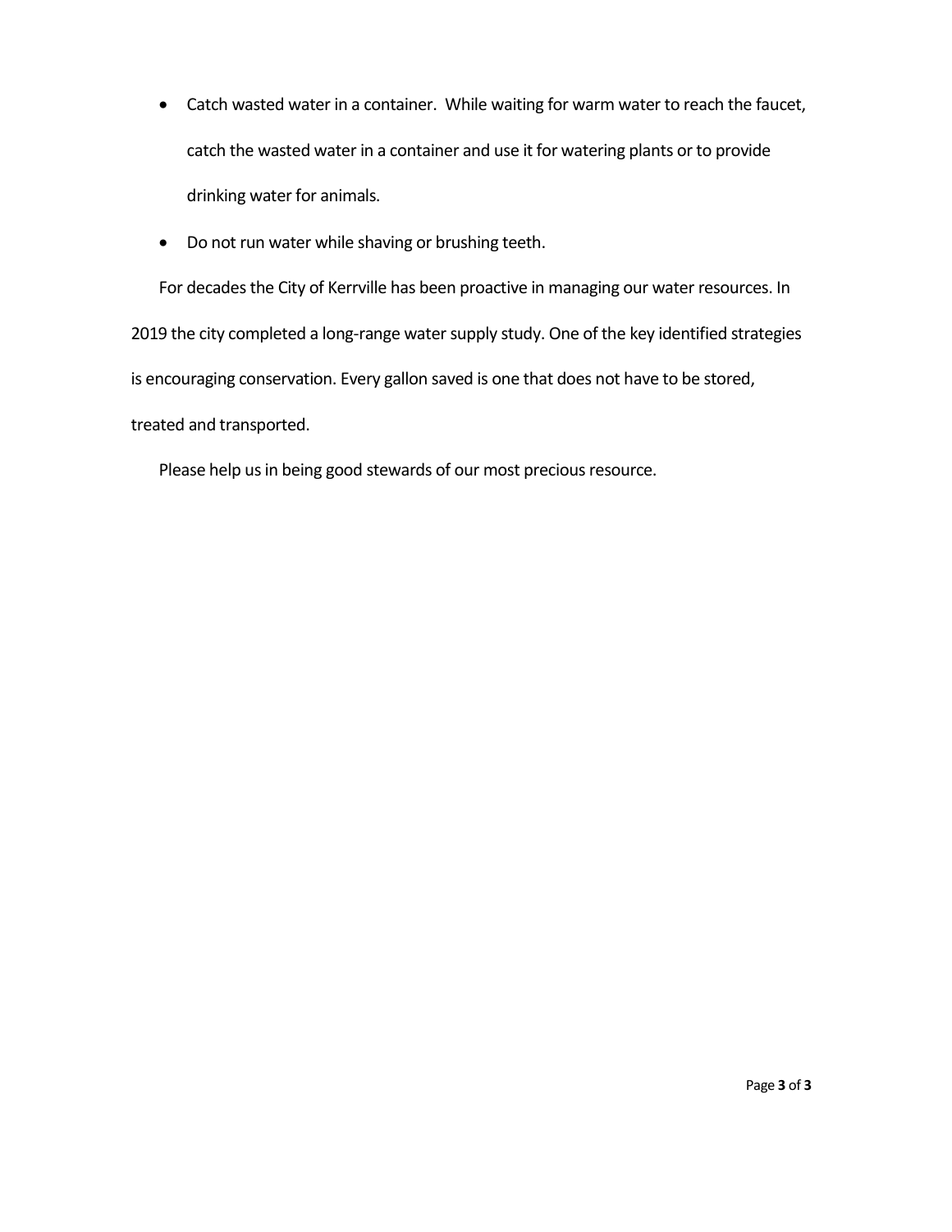- Catch wasted water in a container. While waiting for warm water to reach the faucet, catch the wasted water in a container and use it for watering plants or to provide drinking water for animals.
- Do not run water while shaving or brushing teeth.

For decades the City of Kerrville has been proactive in managing our water resources. In 2019 the city completed a long-range water supply study. One of the key identified strategies is encouraging conservation. Every gallon saved is one that does not have to be stored, treated and transported.

Please help us in being good stewards of our most precious resource.